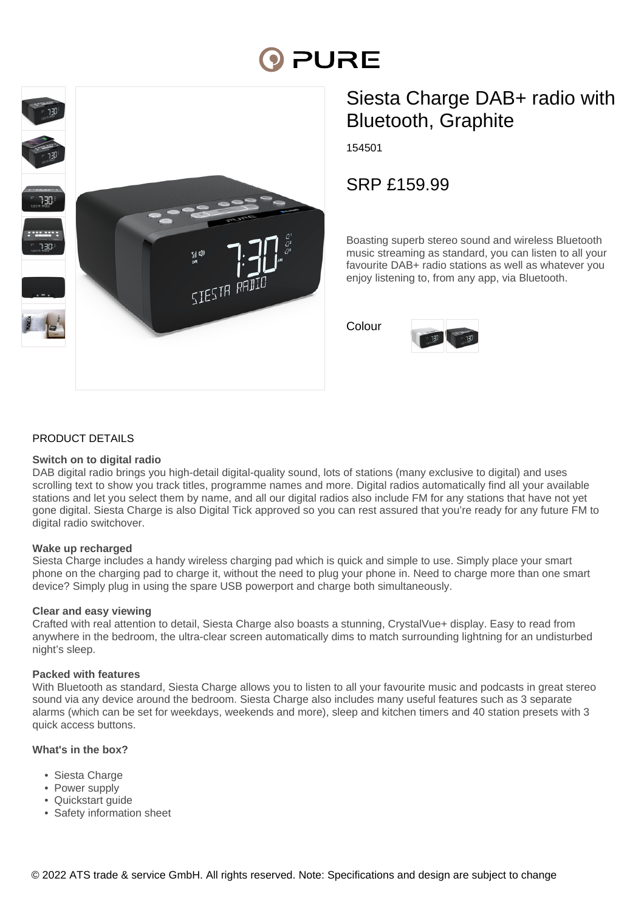PURE

# Siesta Charge DAB+ radio with Bluetooth, Graphite

154501

## SRP £159.99

Boasting superb stereo sound and wireless Bluetooth music streaming as standard, you can listen to all your favourite DAB+ radio stations as well as whatever you enjoy listening to, from any app, via Bluetooth.

Colour

## PRODUCT DETAILS

**Switch on to digital radio**
DAB digital radio brings you high-detail digital-quality sound, lots of stations (many exclusive to digital) and uses scrolling text to show you track titles, programme names and more. Digital radios automatically find all your available stations and let you select them by name, and all our digital radios also include FM for any stations that have not yet gone digital. Siesta Charge is also Digital Tick approved so you can rest assured that you're ready for any future FM to digital radio switchover.

**Wake up recharged**
Siesta Charge includes a handy wireless charging pad which is quick and simple to use. Simply place your smart phone on the charging pad to charge it, without the need to plug your phone in. Need to charge more than one smart device? Simply plug in using the spare USB powerport and charge both simultaneously.

**Clear and easy viewing**
Crafted with real attention to detail, Siesta Charge also boasts a stunning, CrystalVue+ display. Easy to read from anywhere in the bedroom, the ultra-clear screen automatically dims to match surrounding lightning for an undisturbed night's sleep.

**Packed with features**
With Bluetooth as standard, Siesta Charge allows you to listen to all your favourite music and podcasts in great stereo sound via any device around the bedroom. Siesta Charge also includes many useful features such as 3 separate alarms (which can be set for weekdays, weekends and more), sleep and kitchen timers and 40 station presets with 3 quick access buttons.

**What's in the box?**

- Siesta Charge
- Power supply
- Quickstart guide
- Safety information sheet

© 2022 ATS trade & service GmbH. All rights reserved. Note: Specifications and design are subject to change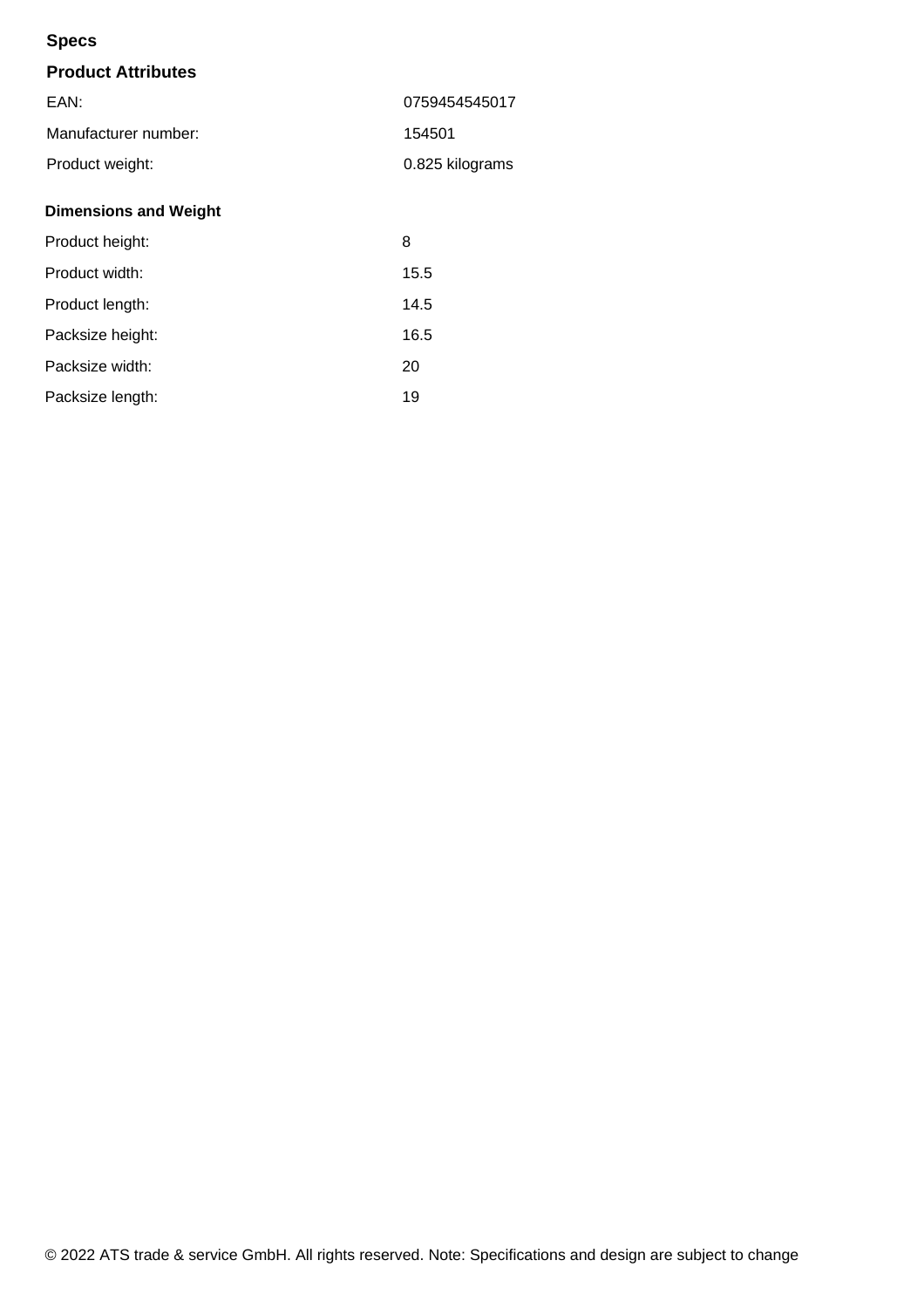## Specs

### Product Attributes

| | |
|---|---|
| EAN: | 0759454545017 |
| Manufacturer number: | 154501 |
| Product weight: | 0.825 kilograms |

### Dimensions and Weight

| | |
|---|---|
| Product height: | 8 |
| Product width: | 15.5 |
| Product length: | 14.5 |
| Packsize height: | 16.5 |
| Packsize width: | 20 |
| Packsize length: | 19 |

© 2022 ATS trade & service GmbH. All rights reserved. Note: Specifications and design are subject to change